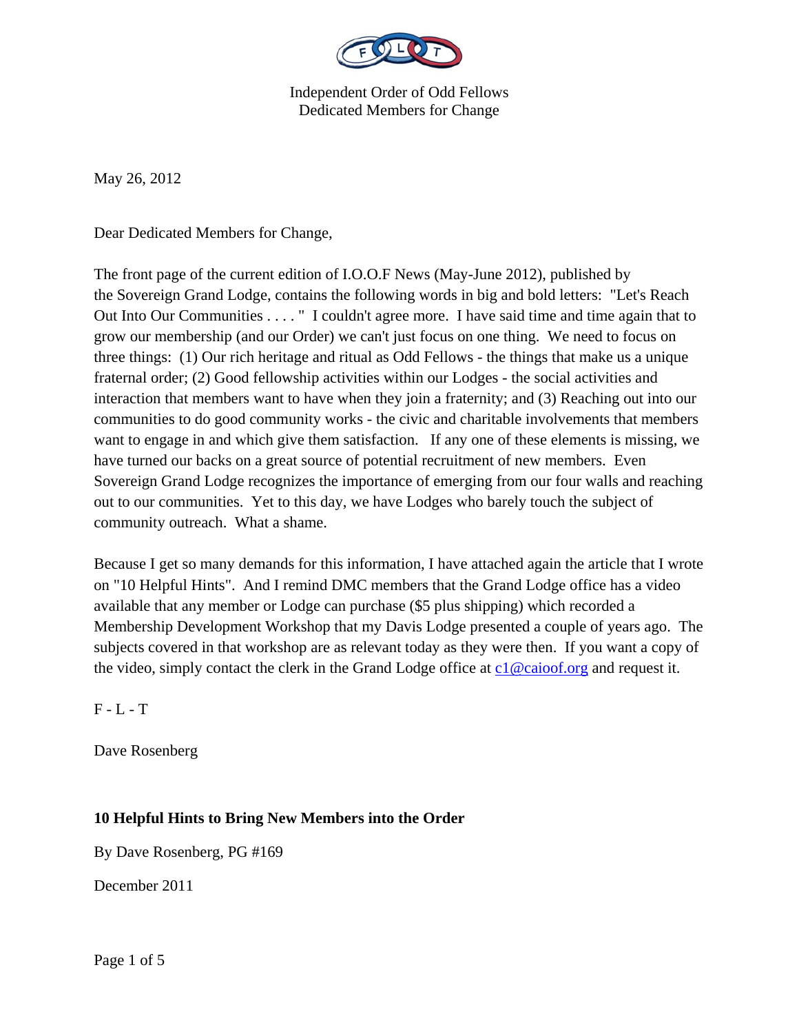Independent Order of Odd Fellows
Dedicated Members for Change

May 26, 2012

Dear Dedicated Members for Change,

The front page of the current edition of I.O.O.F News (May-June 2012), published by the Sovereign Grand Lodge, contains the following words in big and bold letters: "Let's Reach Out Into Our Communities . . . . " I couldn't agree more. I have said time and time again that to grow our membership (and our Order) we can't just focus on one thing. We need to focus on three things: (1) Our rich heritage and ritual as Odd Fellows - the things that make us a unique fraternal order; (2) Good fellowship activities within our Lodges - the social activities and interaction that members want to have when they join a fraternity; and (3) Reaching out into our communities to do good community works - the civic and charitable involvements that members want to engage in and which give them satisfaction. If any one of these elements is missing, we have turned our backs on a great source of potential recruitment of new members. Even Sovereign Grand Lodge recognizes the importance of emerging from our four walls and reaching out to our communities. Yet to this day, we have Lodges who barely touch the subject of community outreach. What a shame.

Because I get so many demands for this information, I have attached again the article that I wrote on "10 Helpful Hints". And I remind DMC members that the Grand Lodge office has a video available that any member or Lodge can purchase ($5 plus shipping) which recorded a Membership Development Workshop that my Davis Lodge presented a couple of years ago. The subjects covered in that workshop are as relevant today as they were then. If you want a copy of the video, simply contact the clerk in the Grand Lodge office at c1@caioof.org and request it.

F - L - T

Dave Rosenberg

**10 Helpful Hints to Bring New Members into the Order**

By Dave Rosenberg, PG #169

December 2011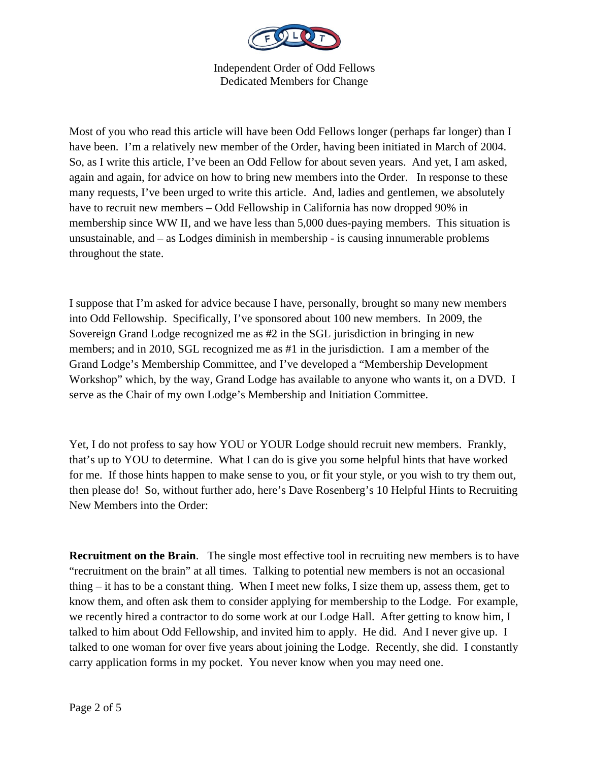Independent Order of Odd Fellows
Dedicated Members for Change

Most of you who read this article will have been Odd Fellows longer (perhaps far longer) than I have been. I'm a relatively new member of the Order, having been initiated in March of 2004. So, as I write this article, I've been an Odd Fellow for about seven years. And yet, I am asked, again and again, for advice on how to bring new members into the Order. In response to these many requests, I've been urged to write this article. And, ladies and gentlemen, we absolutely have to recruit new members – Odd Fellowship in California has now dropped 90% in membership since WW II, and we have less than 5,000 dues-paying members. This situation is unsustainable, and – as Lodges diminish in membership - is causing innumerable problems throughout the state.

I suppose that I'm asked for advice because I have, personally, brought so many new members into Odd Fellowship. Specifically, I've sponsored about 100 new members. In 2009, the Sovereign Grand Lodge recognized me as #2 in the SGL jurisdiction in bringing in new members; and in 2010, SGL recognized me as #1 in the jurisdiction. I am a member of the Grand Lodge's Membership Committee, and I've developed a "Membership Development Workshop" which, by the way, Grand Lodge has available to anyone who wants it, on a DVD. I serve as the Chair of my own Lodge's Membership and Initiation Committee.

Yet, I do not profess to say how YOU or YOUR Lodge should recruit new members. Frankly, that's up to YOU to determine. What I can do is give you some helpful hints that have worked for me. If those hints happen to make sense to you, or fit your style, or you wish to try them out, then please do! So, without further ado, here's Dave Rosenberg's 10 Helpful Hints to Recruiting New Members into the Order:

**Recruitment on the Brain**. The single most effective tool in recruiting new members is to have "recruitment on the brain" at all times. Talking to potential new members is not an occasional thing – it has to be a constant thing. When I meet new folks, I size them up, assess them, get to know them, and often ask them to consider applying for membership to the Lodge. For example, we recently hired a contractor to do some work at our Lodge Hall. After getting to know him, I talked to him about Odd Fellowship, and invited him to apply. He did. And I never give up. I talked to one woman for over five years about joining the Lodge. Recently, she did. I constantly carry application forms in my pocket. You never know when you may need one.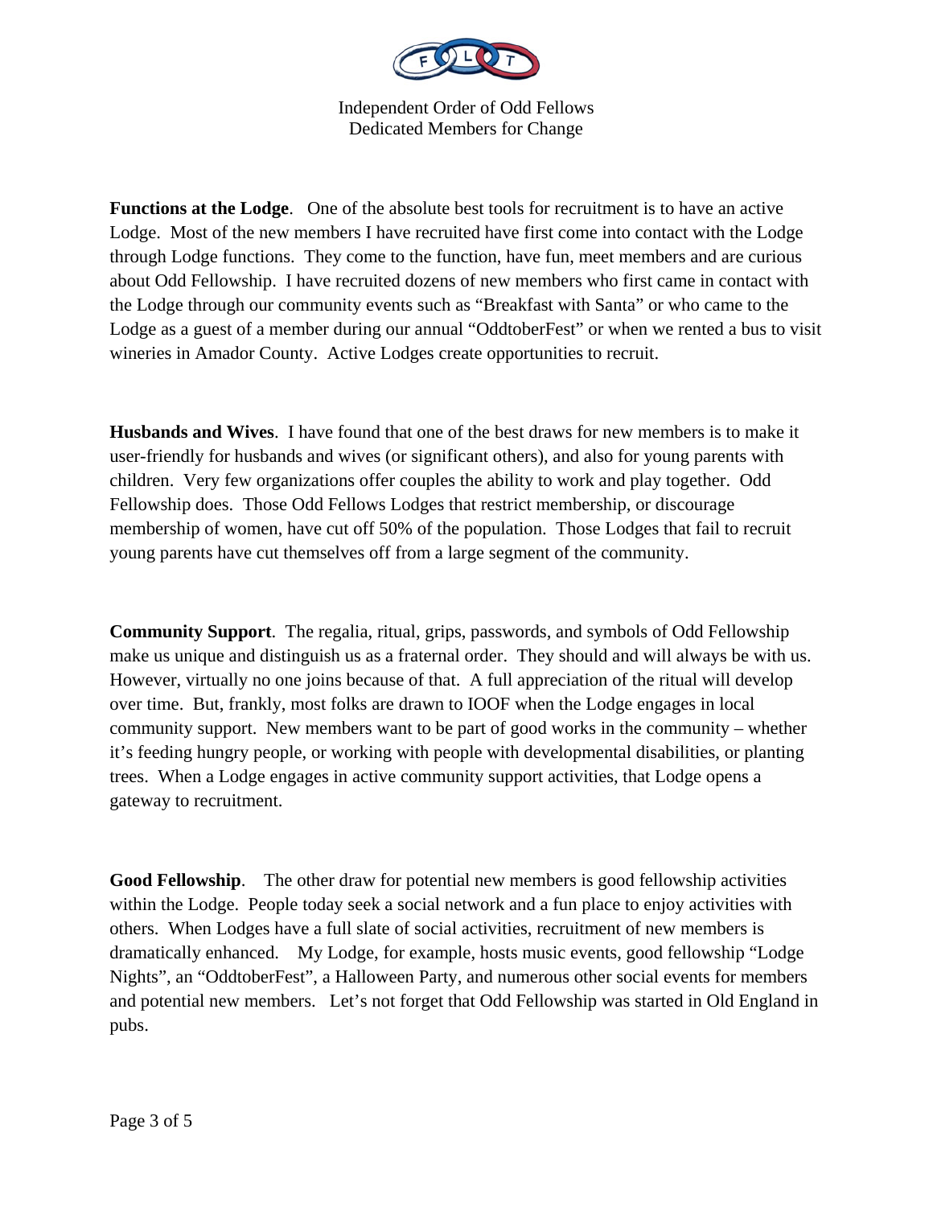**Functions at the Lodge**. One of the absolute best tools for recruitment is to have an active Lodge. Most of the new members I have recruited have first come into contact with the Lodge through Lodge functions. They come to the function, have fun, meet members and are curious about Odd Fellowship. I have recruited dozens of new members who first came in contact with the Lodge through our community events such as "Breakfast with Santa" or who came to the Lodge as a guest of a member during our annual "OddtoberFest" or when we rented a bus to visit wineries in Amador County. Active Lodges create opportunities to recruit.

**Husbands and Wives**. I have found that one of the best draws for new members is to make it user-friendly for husbands and wives (or significant others), and also for young parents with children. Very few organizations offer couples the ability to work and play together. Odd Fellowship does. Those Odd Fellows Lodges that restrict membership, or discourage membership of women, have cut off 50% of the population. Those Lodges that fail to recruit young parents have cut themselves off from a large segment of the community.

**Community Support**. The regalia, ritual, grips, passwords, and symbols of Odd Fellowship make us unique and distinguish us as a fraternal order. They should and will always be with us. However, virtually no one joins because of that. A full appreciation of the ritual will develop over time. But, frankly, most folks are drawn to IOOF when the Lodge engages in local community support. New members want to be part of good works in the community – whether it's feeding hungry people, or working with people with developmental disabilities, or planting trees. When a Lodge engages in active community support activities, that Lodge opens a gateway to recruitment.

**Good Fellowship**. The other draw for potential new members is good fellowship activities within the Lodge. People today seek a social network and a fun place to enjoy activities with others. When Lodges have a full slate of social activities, recruitment of new members is dramatically enhanced. My Lodge, for example, hosts music events, good fellowship "Lodge Nights", an "OddtoberFest", a Halloween Party, and numerous other social events for members and potential new members. Let's not forget that Odd Fellowship was started in Old England in pubs.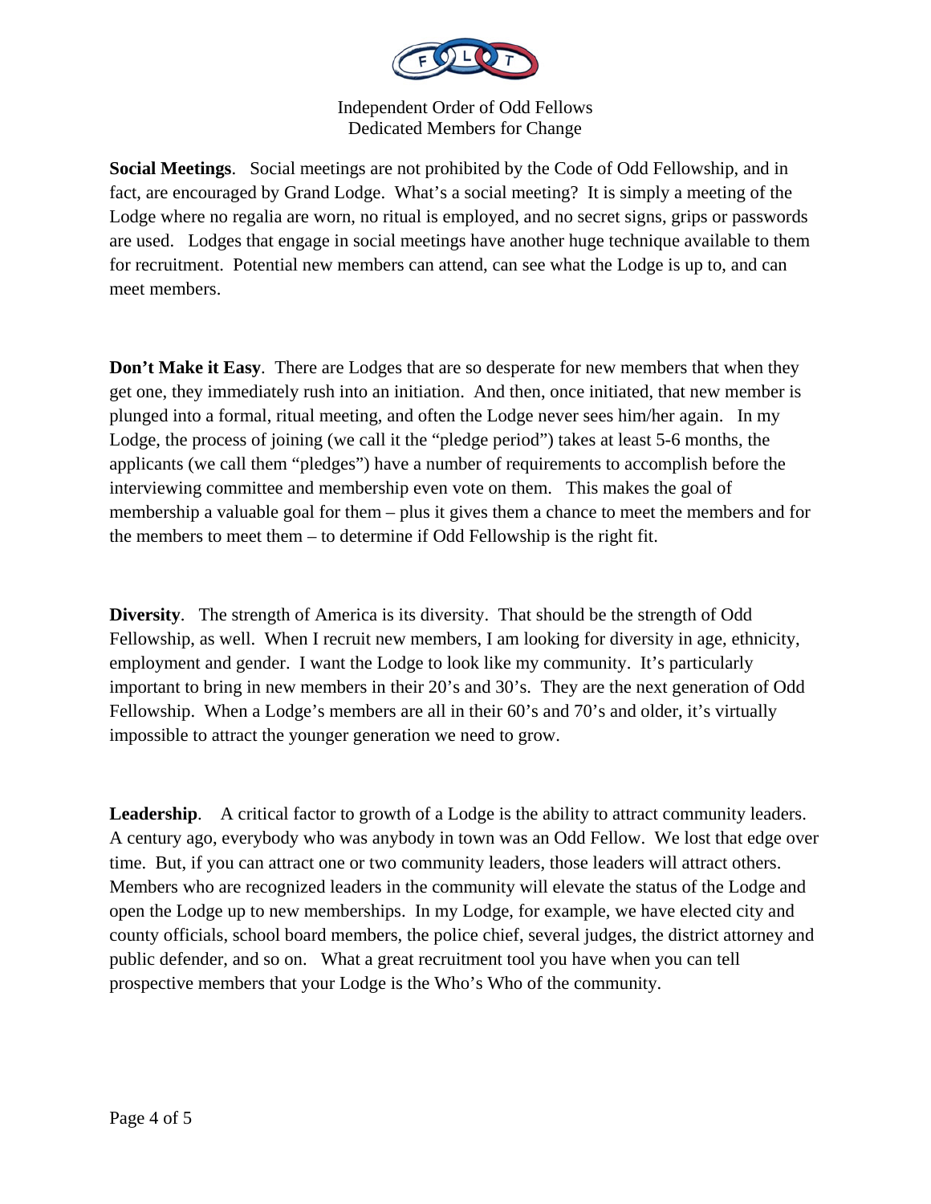**Social Meetings**. Social meetings are not prohibited by the Code of Odd Fellowship, and in fact, are encouraged by Grand Lodge. What's a social meeting? It is simply a meeting of the Lodge where no regalia are worn, no ritual is employed, and no secret signs, grips or passwords are used. Lodges that engage in social meetings have another huge technique available to them for recruitment. Potential new members can attend, can see what the Lodge is up to, and can meet members.

**Don't Make it Easy**. There are Lodges that are so desperate for new members that when they get one, they immediately rush into an initiation. And then, once initiated, that new member is plunged into a formal, ritual meeting, and often the Lodge never sees him/her again. In my Lodge, the process of joining (we call it the "pledge period") takes at least 5-6 months, the applicants (we call them "pledges") have a number of requirements to accomplish before the interviewing committee and membership even vote on them. This makes the goal of membership a valuable goal for them – plus it gives them a chance to meet the members and for the members to meet them – to determine if Odd Fellowship is the right fit.

**Diversity**. The strength of America is its diversity. That should be the strength of Odd Fellowship, as well. When I recruit new members, I am looking for diversity in age, ethnicity, employment and gender. I want the Lodge to look like my community. It's particularly important to bring in new members in their 20's and 30's. They are the next generation of Odd Fellowship. When a Lodge's members are all in their 60's and 70's and older, it's virtually impossible to attract the younger generation we need to grow.

**Leadership**. A critical factor to growth of a Lodge is the ability to attract community leaders. A century ago, everybody who was anybody in town was an Odd Fellow. We lost that edge over time. But, if you can attract one or two community leaders, those leaders will attract others. Members who are recognized leaders in the community will elevate the status of the Lodge and open the Lodge up to new memberships. In my Lodge, for example, we have elected city and county officials, school board members, the police chief, several judges, the district attorney and public defender, and so on. What a great recruitment tool you have when you can tell prospective members that your Lodge is the Who's Who of the community.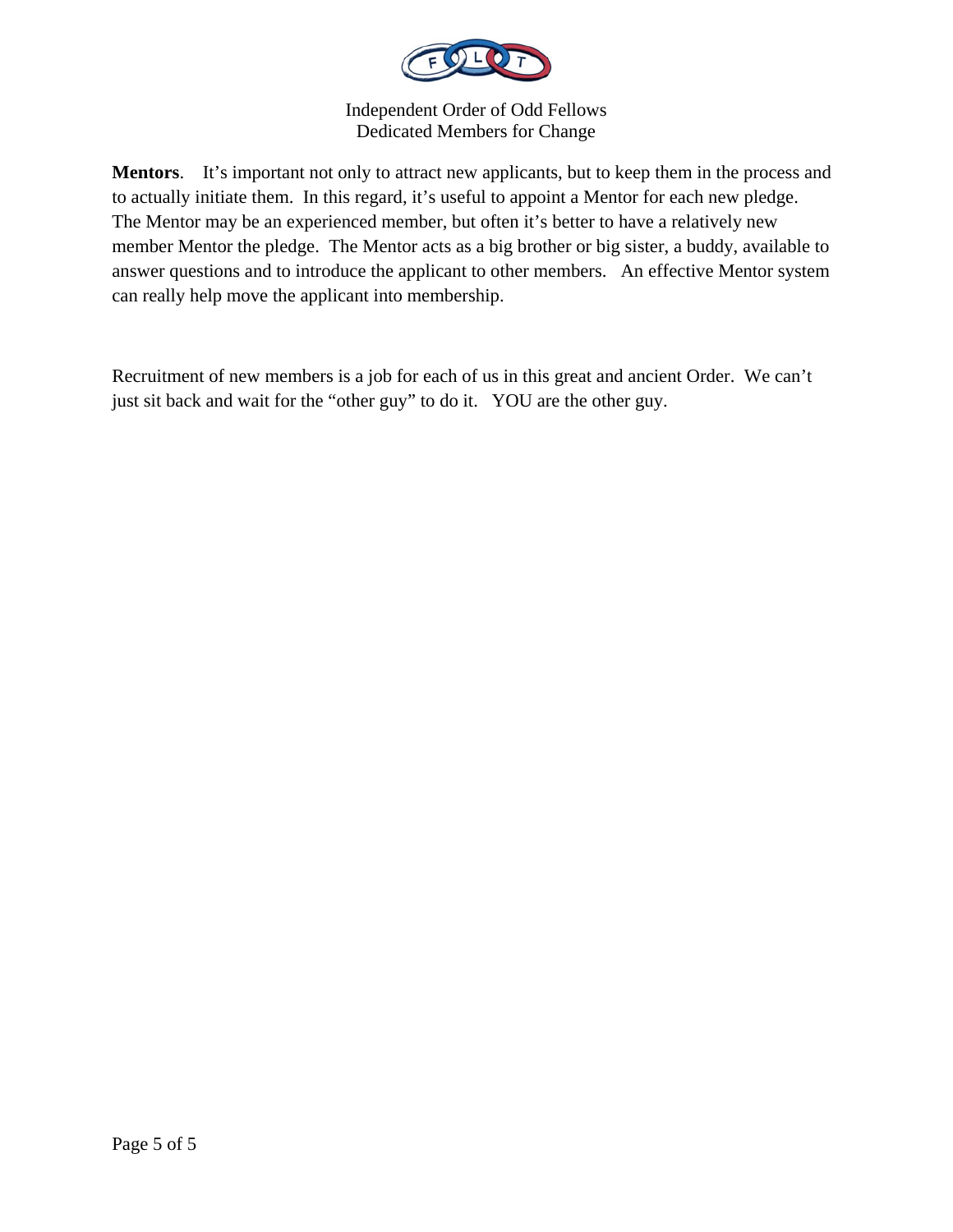**Mentors**. It's important not only to attract new applicants, but to keep them in the process and to actually initiate them. In this regard, it's useful to appoint a Mentor for each new pledge. The Mentor may be an experienced member, but often it's better to have a relatively new member Mentor the pledge. The Mentor acts as a big brother or big sister, a buddy, available to answer questions and to introduce the applicant to other members. An effective Mentor system can really help move the applicant into membership.

Recruitment of new members is a job for each of us in this great and ancient Order. We can't just sit back and wait for the "other guy" to do it. YOU are the other guy.